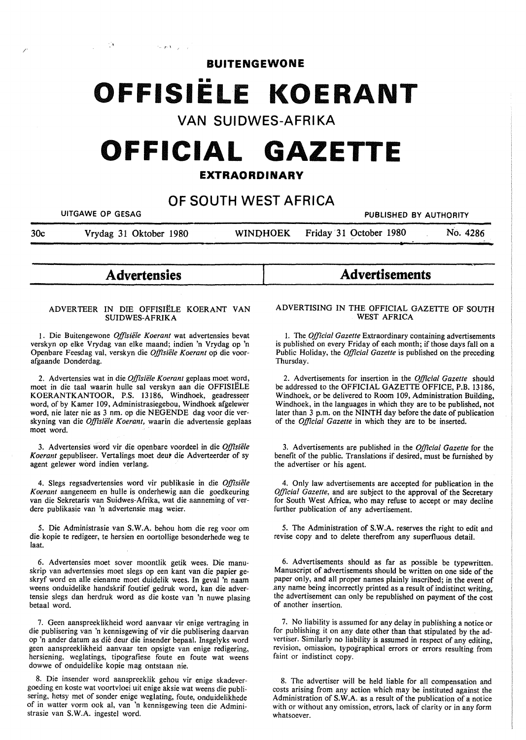# BUITENGEWONE

# OFFISIËLE KOERANT

## VAN SUIDWES-AFRIKA

# OFFICIAL GAZETTE

## EXTRAORDINARY

## OF SOUTH WEST AFRICA

UITGAWE OP GESAG — PUBLISHED BY AUTHORITY

30c — Vrydag 31 Oktober 1980 — WINDHOEK — Friday 31 October 1980 — No. 4286

## Advertensies

### ADVERTEER IN DIE OFFISIËLE KOERANT VAN SUIDWES-AFRIKA

1. Die Buitengewone *Offisiële Koerant* wat advertensies bevat verskyn op elke Vrydag van elke maand; indien 'n Vrydag op 'n Openbare Feesdag val, verskyn die *Offisiële Koerant* op die voorafgaande Donderdag.

2. Advertensies wat in die *Offisiële Koerant* geplaas moet word, moet in die taal waarin hulle sal verskyn aan die OFFISIËLE KOERANTKANTOOR, P.S. 13186, Windhoek, geadresseer word, of by Kamer 109, Administrasiegebou, Windhoek afgelewer word, nie later nie as 3 nm. op die NEGENDE dag voor die verskyning van die *Offisiële Koerant*, waarin die advertensie geplaas moet word.

3. Advertensies word vir die openbare voordeel in die *Offisiële Koerant* gepubliseer. Vertalings moet deur die Adverteerder of sy agent gelewer word indien verlang.

4. Slegs regsadvertensies word vir publikasie in die *Offisiële Koerant* aangeneem en hulle is onderhewig aan die goedkeuring van die Sekretaris van Suidwes-Afrika, wat die aanneming of verdere publikasie van 'n advertensie mag weier.

5. Die Administrasie van S.W.A. behou hom die reg voor om die kopie te redigeer, te hersien en oortollige besonderhede weg te laat.

6. Advertensies moet sover moontlik getik wees. Die manuskrip van advertensies moet slegs op een kant van die papier geskryf word en alle eiename moet duidelik wees. In geval 'n naam weens onduidelike handskrif foutief gedruk word, kan die advertensie slegs dan herdruk word as die koste van 'n nuwe plasing betaal word.

7. Geen aanspreeklikheid word aanvaar vir enige vertraging in die publisering van 'n kennisgewing of vir die publisering daarvan op 'n ander datum as dié deur die insender bepaal. Insgelyks word geen aanspreeklikheid aanvaar ten opsigte van enige redigering, hersiening, weglatings, tipografiese foute en foute wat weens dowwe of onduidelike kopie mag ontstaan nie.

8. Die insender word aanspreeklik gehou vir enige skadevergoeding en koste wat voortvloei uit enige aksie wat weens die publisering, hetsy met of sonder enige weglating, foute, onduidelikhede of in watter vorm ook al, van 'n kennisgewing teen die Administrasie van S.W.A. ingestel word.

## Advertisements

### ADVERTISING IN THE OFFICIAL GAZETTE OF SOUTH WEST AFRICA

1. The *Official Gazette* Extraordinary containing advertisements is published on every Friday of each month; if those days fall on a Public Holiday, the *Official Gazette* is published on the preceding Thursday.

2. Advertisements for insertion in the *Official Gazette* should be addressed to the OFFICIAL GAZETTE OFFICE, P.B. 13186, Windhoek, or be delivered to Room 109, Administration Building, Windhoek, in the languages in which they are to be published, not later than 3 p.m. on the NINTH day before the date of publication of the *Official Gazette* in which they are to be inserted.

3. Advertisements are published in the *Official Gazette* for the benefit of the public. Translations if desired, must be furnished by the advertiser or his agent.

4. Only law advertisements are accepted for publication in the *Official Gazette*, and are subject to the approval of the Secretary for South West Africa, who may refuse to accept or may decline further publication of any advertisement.

5. The Administration of S.W.A. reserves the right to edit and revise copy and to delete therefrom any superfluous detail.

6. Advertisements should as far as possible be typewritten. Manuscript of advertisements should be written on one side of the paper only, and all proper names plainly inscribed; in the event of any name being incorrectly printed as a result of indistinct writing, the advertisement can only be republished on payment of the cost of another insertion.

7. No liability is assumed for any delay in publishing a notice or for publishing it on any date other than that stipulated by the advertiser. Similarly no liability is assumed in respect of any editing, revision, omission, typographical errors or errors resulting from faint or indistinct copy.

8. The advertiser will be held liable for all compensation and costs arising from any action which may be instituted against the Administration of S.W.A. as a result of the publication of a notice with or without any omission, errors, lack of clarity or in any form whatsoever.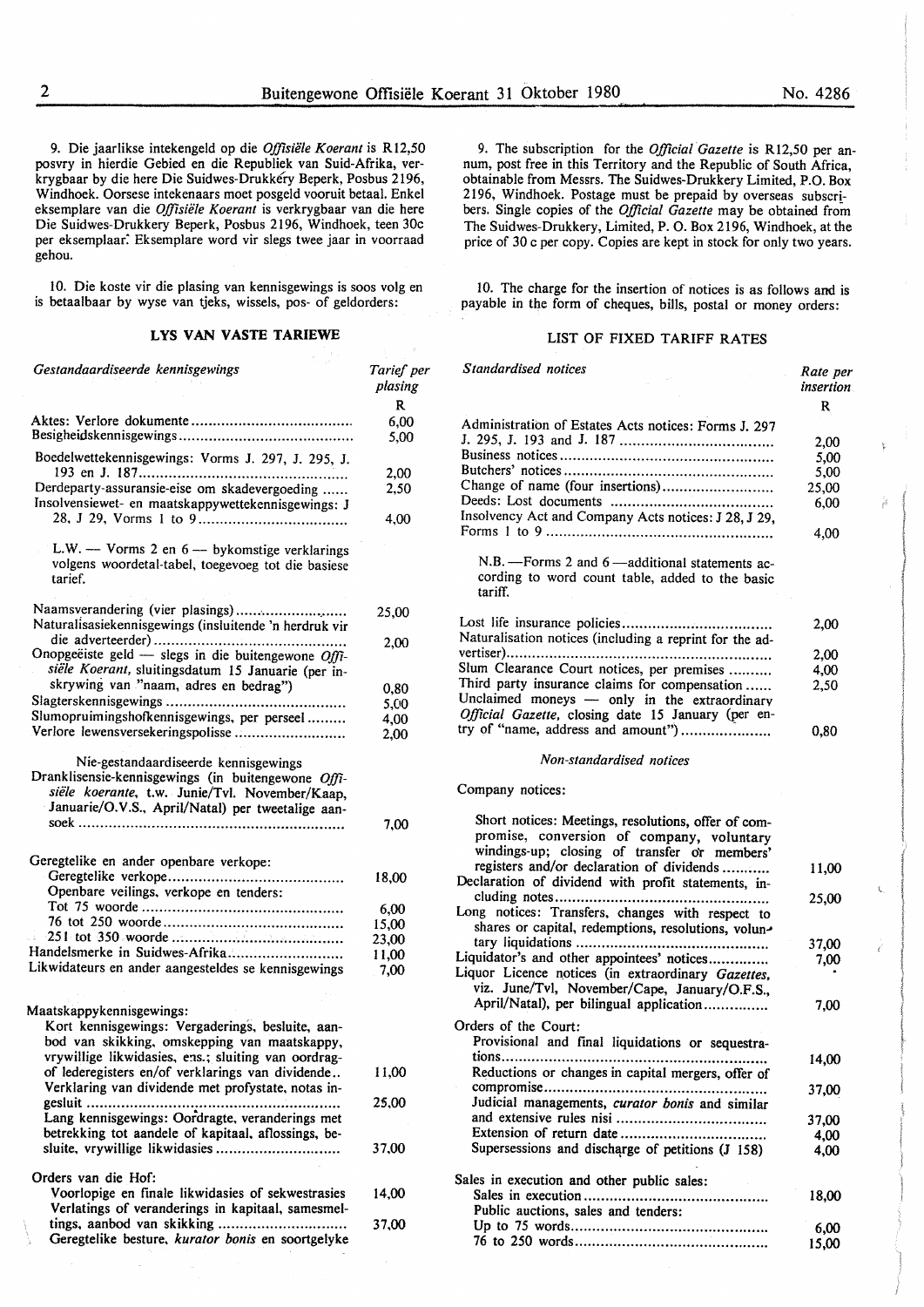9. Die jaarlikse intekengeld op die *Offisiële Koerant* is R12,50 posvry in hierdie Gebied en die Republiek van Suid-Afrika, verkrygbaar by die here Die Suidwes-Drukkery Beperk, Posbus 2196, Windhoek. Oorsese intekenaars moet posgeld vooruit betaal. Enkel eksemplare van die *Offisiële Koerant* is verkrygbaar van die here Die Suidwes-Drukkery Beperk, Posbus 2196, Windhoek, teen 30c per eksemplaar. Eksemplare word vir slegs twee jaar in voorraad gehou.

10. Die koste vir die plasing van kennisgewings is soos volg en is betaalbaar by wyse van tjeks, wissels, pos- of geldorders:

## LYS VAN VASTE TARIEWE

| *Gestandaardiseerde kennisgewings* | *Tarief per plasing* R |
|---|---|
| Aktes: Verlore dokumente | 6,00 |
| Besigheidskennisgewings | 5,00 |
| Boedelwettekennisgewings: Vorms J. 297, J. 295, J. 193 en J. 187 | 2,00 |
| Derdeparty-assuransie-eise om skadevergoeding | 2,50 |
| Insolvensiewet- en maatskappywettekennisgewings: J 28, J 29, Vorms 1 to 9 | 4,00 |
| L.W. — Vorms 2 en 6 — bykomstige verklarings volgens woordetal-tabel, toegevoeg tot die basiese tarief. | |
| Naamsverandering (vier plasings) | 25,00 |
| Naturalisasiekennisgewings (insluitende 'n herdruk vir die adverteerder) | 2,00 |
| Onopgeëiste geld — slegs in die buitengewone *Offisiële Koerant*, sluitingsdatum 15 Januarie (per inskrywing van "naam, adres en bedrag") | 0,80 |
| Slagterskennisgewings | 5,00 |
| Slumopruimingshofkennisgewings, per perseel | 4,00 |
| Verlore lewensversekeringspolisse | 2,00 |
| Nie-gestandaardiseerde kennisgewings | |
| Dranklisensie-kennisgewings (in buitengewone *Offisiële koerante*, t.w. Junie/Tvl. November/Kaap, Januarie/O.V.S., April/Natal) per tweetalige aansoek | 7,00 |
| Geregtelike en ander openbare verkope: | |
| Geregtelike verkope | 18,00 |
| Openbare veilings, verkope en tenders: | |
| Tot 75 woorde | 6,00 |
| 76 tot 250 woorde | 15,00 |
| 251 tot 350 woorde | 23,00 |
| Handelsmerke in Suidwes-Afrika | 11,00 |
| Likwidateurs en ander aangesteldes se kennisgewings | 7,00 |
| Maatskappykennisgewings: | |
| Kort kennisgewings: Vergaderings, besluite, aanbod van skikking, omskepping van maatskappy, vrywillige likwidasies, ens.; sluiting van oordragof lederegisters en/of verklarings van dividende | 11,00 |
| Verklaring van dividende met profystate, notas ingesluit | 25,00 |
| Lang kennisgewings: Oordragte, veranderings met betrekking tot aandele of kapitaal, aflossings, besluite, vrywillige likwidasies | 37,00 |
| Orders van die Hof: | |
| Voorlopige en finale likwidasies of sekwestrasies | 14,00 |
| Verlatings of veranderings in kapitaal, samesmeltings, aanbod van skikking | 37,00 |
| Geregtelike besture, *kurator bonis* en soortgelyke | |

9. The subscription for the *Official Gazette* is R12,50 per annum, post free in this Territory and the Republic of South Africa, obtainable from Messrs. The Suidwes-Drukkery Limited, P.O. Box 2196, Windhoek. Postage must be prepaid by overseas subscribers. Single copies of the *Official Gazette* may be obtained from The Suidwes-Drukkery, Limited, P. O. Box 2196, Windhoek, at the price of 30 c per copy. Copies are kept in stock for only two years.

10. The charge for the insertion of notices is as follows and is payable in the form of cheques, bills, postal or money orders:

## LIST OF FIXED TARIFF RATES

| *Standardised notices* | *Rate per insertion* R |
|---|---|
| Administration of Estates Acts notices: Forms J. 297 J. 295, J. 193 and J. 187 | 2,00 |
| Business notices | 5,00 |
| Butchers' notices | 5,00 |
| Change of name (four insertions) | 25,00 |
| Deeds: Lost documents | 6,00 |
| Insolvency Act and Company Acts notices: J 28, J 29, Forms 1 to 9 | 4,00 |
| N.B. —Forms 2 and 6 —additional statements according to word count table, added to the basic tariff. | |
| Lost life insurance policies | 2,00 |
| Naturalisation notices (including a reprint for the advertiser) | 2,00 |
| Slum Clearance Court notices, per premises | 4,00 |
| Third party insurance claims for compensation | 2,50 |
| Unclaimed moneys — only in the extraordinary *Official Gazette*, closing date 15 January (per entry of "name, address and amount") | 0,80 |
| *Non-standardised notices* | |
| Company notices: | |
| Short notices: Meetings, resolutions, offer of compromise, conversion of company, voluntary windings-up; closing of transfer or members' registers and/or declaration of dividends | 11,00 |
| Declaration of dividend with profit statements, including notes | 25,00 |
| Long notices: Transfers, changes with respect to shares or capital, redemptions, resolutions, voluntary liquidations | 37,00 |
| Liquidator's and other appointees' notices | 7,00 |
| Liquor Licence notices (in extraordinary *Gazettes*, viz. June/Tvl, November/Cape, January/O.F.S., April/Natal), per bilingual application | 7,00 |
| Orders of the Court: | |
| Provisional and final liquidations or sequestrations | 14,00 |
| Reductions or changes in capital mergers, offer of compromise | 37,00 |
| Judicial managements, *curator bonis* and similar and extensive rules nisi | 37,00 |
| Extension of return date | 4,00 |
| Supersessions and discharge of petitions (J 158) | 4,00 |
| Sales in execution and other public sales: | |
| Sales in execution | 18,00 |
| Public auctions, sales and tenders: | |
| Up to 75 words | 6,00 |
| 76 to 250 words | 15,00 |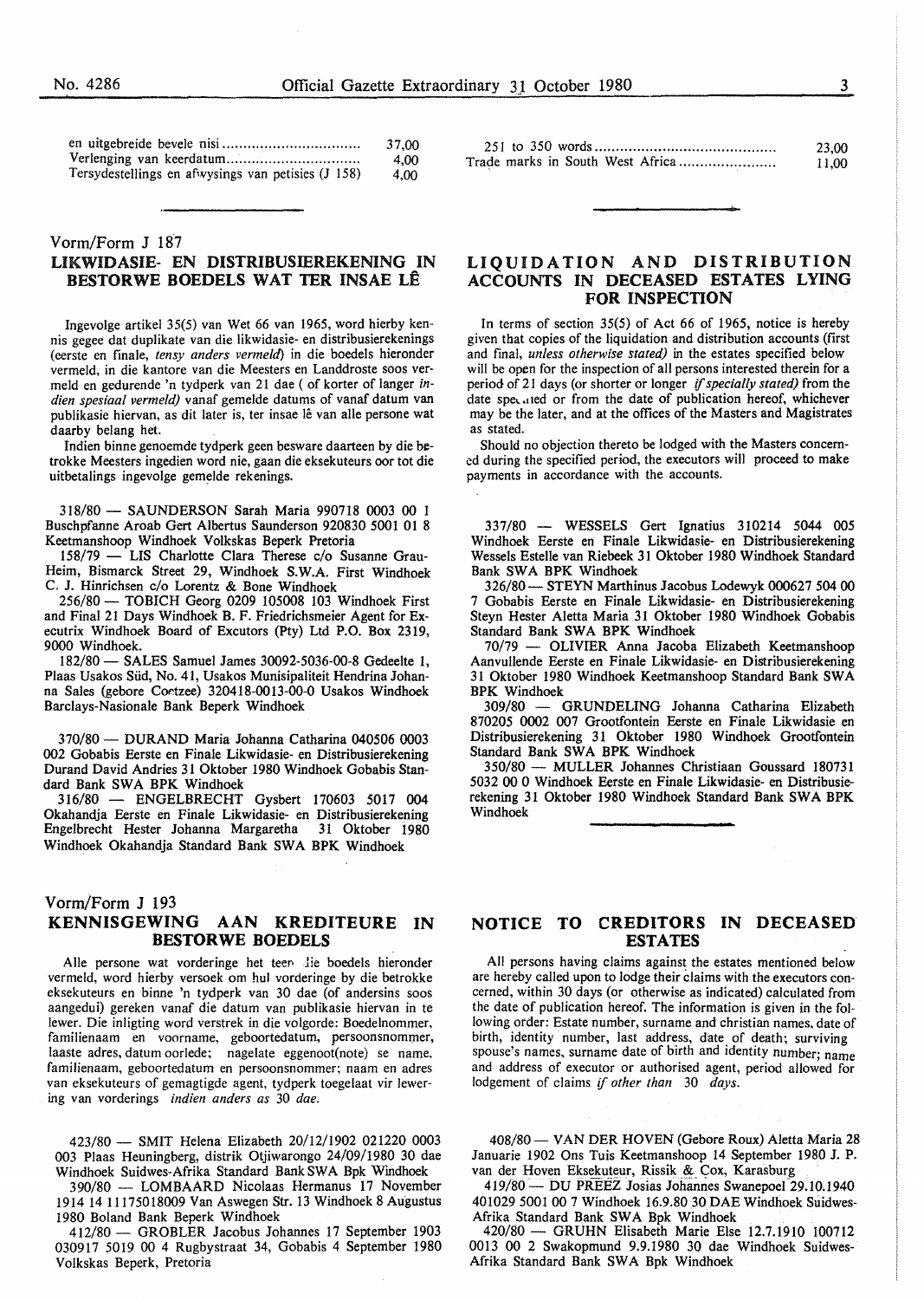| | |
|---|---|
| en uitgebreide bevele nisi | 37,00 |
| Verlenging van keerdatum | 4,00 |
| Tersydestellings en afwysings van petisies (J 158) | 4,00 |

| | |
|---|---|
| 251 to 350 words | 23,00 |
| Trade marks in South West Africa | 11,00 |

Vorm/Form J 187

## LIKWIDASIE- EN DISTRIBUSIEREKENING IN BESTORWE BOEDELS WAT TER INSAE LÊ

Ingevolge artikel 35(5) van Wet 66 van 1965, word hierby kennis gegee dat duplikate van die likwidasie- en distribusierekenings (eerste en finale, *tensy anders vermeld*) in die boedels hieronder vermeld, in die kantore van die Meesters en Landdroste soos vermeld en gedurende 'n tydperk van 21 dae ( of korter of langer *indien spesiaal vermeld*) vanaf gemelde datums of vanaf datum van publikasie hiervan, as dit later is, ter insae lê van alle persone wat daarby belang het.

Indien binne genoemde tydperk geen besware daarteen by die betrokke Meesters ingedien word nie, gaan die eksekuteurs oor tot die uitbetalings ingevolge gemelde rekenings.

318/80 — SAUNDERSON Sarah Maria 990718 0003 00 1 Buschpfanne Aroab Gert Albertus Saunderson 920830 5001 01 8 Keetmanshoop Windhoek Volkskas Beperk Pretoria

158/79 — LIS Charlotte Clara Therese c/o Susanne Grau-Heim, Bismarck Street 29, Windhoek S.W.A. First Windhoek C. J. Hinrichsen c/o Lorentz & Bone Windhoek

256/80 — TOBICH Georg 0209 105008 103 Windhoek First and Final 21 Days Windhoek B. F. Friedrichsmeier Agent for Executrix Windhoek Board of Excutors (Pty) Ltd P.O. Box 2319, 9000 Windhoek.

182/80 — SALES Samuel James 30092-5036-00-8 Gedeelte 1, Plaas Usakos Süd, No. 41, Usakos Munisipaliteit Hendrina Johanna Sales (gebore Coetzee) 320418-0013-00-0 Usakos Windhoek Barclays-Nasionale Bank Beperk Windhoek

370/80 — DURAND Maria Johanna Catharina 040506 0003 002 Gobabis Eerste en Finale Likwidasie- en Distribusierekening Durand David Andries 31 Oktober 1980 Windhoek Gobabis Standard Bank SWA BPK Windhoek

316/80 — ENGELBRECHT Gysbert 170603 5017 004 Okahandja Eerste en Finale Likwidasie- en Distribusierekening Engelbrecht Hester Johanna Margaretha 31 Oktober 1980 Windhoek Okahandja Standard Bank SWA BPK Windhoek

## LIQUIDATION AND DISTRIBUTION ACCOUNTS IN DECEASED ESTATES LYING FOR INSPECTION

In terms of section 35(5) of Act 66 of 1965, notice is hereby given that copies of the liquidation and distribution accounts (first and final, *unless otherwise stated*) in the estates specified below will be open for the inspection of all persons interested therein for a period of 21 days (or shorter or longer *if specially stated*) from the date specified or from the date of publication hereof, whichever may be the later, and at the offices of the Masters and Magistrates as stated.

Should no objection thereto be lodged with the Masters concerned during the specified period, the executors will proceed to make payments in accordance with the accounts.

337/80 — WESSELS Gert Ignatius 310214 5044 005 Windhoek Eerste en Finale Likwidasie- en Distribusierekening Wessels Estelle van Riebeek 31 Oktober 1980 Windhoek Standard Bank SWA BPK Windhoek

326/80 — STEYN Marthinus Jacobus Lodewyk 000627 504 00 7 Gobabis Eerste en Finale Likwidasie- en Distribusierekening Steyn Hester Aletta Maria 31 Oktober 1980 Windhoek Gobabis Standard Bank SWA BPK Windhoek

70/79 — OLIVIER Anna Jacoba Elizabeth Keetmanshoop Aanvullende Eerste en Finale Likwidasie- en Distribusierekening 31 Oktober 1980 Windhoek Keetmanshoop Standard Bank SWA BPK Windhoek

309/80 — GRUNDELING Johanna Catharina Elizabeth 870205 0002 007 Grootfontein Eerste en Finale Likwidasie en Distribusierekening 31 Oktober 1980 Windhoek Grootfontein Standard Bank SWA BPK Windhoek

350/80 — MULLER Johannes Christiaan Goussard 180731 5032 00 0 Windhoek Eerste en Finale Likwidasie- en Distribusierekening 31 Oktober 1980 Windhoek Standard Bank SWA BPK Windhoek

Vorm/Form J 193

## KENNISGEWING AAN KREDITEURE IN BESTORWE BOEDELS

Alle persone wat vorderinge het teen die boedels hieronder vermeld, word hierby versoek om hul vorderinge by die betrokke eksekuteurs en binne 'n tydperk van 30 dae (of andersins soos aangedui) gereken vanaf die datum van publikasie hiervan in te lewer. Die inligting word verstrek in die volgorde: Boedelnommer, familienaam en voorname, geboortedatum, persoonsnommer, laaste adres, datum oorlede; nagelate eggenoot(note) se name, familienaam, geboortedatum en persoonsnommer; naam en adres van eksekuteurs of gemagtigde agent, tydperk toegelaat vir lewering van vorderings *indien anders as* 30 *dae.*

423/80 — SMIT Helena Elizabeth 20/12/1902 021220 0003 003 Plaas Heuningberg, distrik Otjiwarongo 24/09/1980 30 dae Windhoek Suidwes-Afrika Standard Bank SWA Bpk Windhoek

390/80 — LOMBAARD Nicolaas Hermanus 17 November 1914 14 11175018009 Van Aswegen Str. 13 Windhoek 8 Augustus 1980 Boland Bank Beperk Windhoek

412/80 — GROBLER Jacobus Johannes 17 September 1903 030917 5019 00 4 Rugbystraat 34, Gobabis 4 September 1980 Volkskas Beperk, Pretoria

## NOTICE TO CREDITORS IN DECEASED ESTATES

All persons having claims against the estates mentioned below are hereby called upon to lodge their claims with the executors concerned, within 30 days (or otherwise as indicated) calculated from the date of publication hereof. The information is given in the following order: Estate number, surname and christian names, date of birth, identity number, last address, date of death; surviving spouse's names, surname date of birth and identity number; name and address of executor or authorised agent, period allowed for lodgement of claims *if other than* 30 *days.*

408/80 — VAN DER HOVEN (Gebore Roux) Aletta Maria 28 Januarie 1902 Ons Tuis Keetmanshoop 14 September 1980 J. P. van der Hoven Eksekuteur, Rissik & Cox, Karasburg

419/80 — DU PREEZ Josias Johannes Swanepoel 29.10.1940 401029 5001 00 7 Windhoek 16.9.80 30 DAE Windhoek Suidwes-Afrika Standard Bank SWA Bpk Windhoek

420/80 — GRUHN Elisabeth Marie Else 12.7.1910 100712 0013 00 2 Swakopmund 9.9.1980 30 dae Windhoek Suidwes-Afrika Standard Bank SWA Bpk Windhoek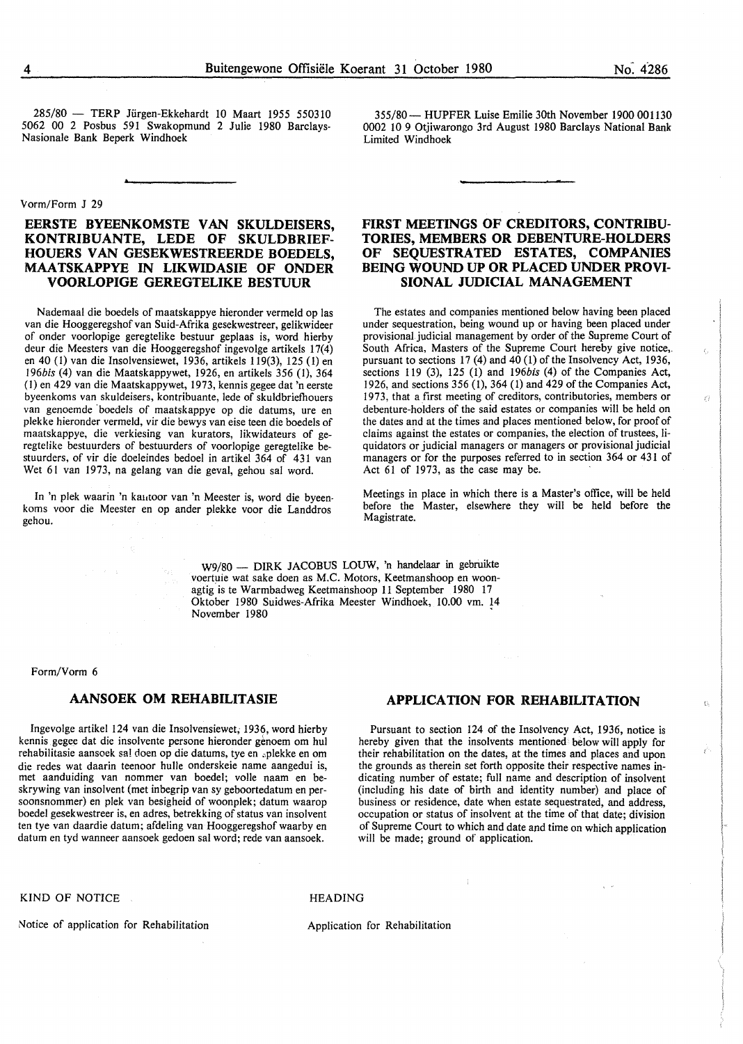285/80 — TERP Jürgen-Ekkehardt 10 Maart 1955 550310 5062 00 2 Posbus 591 Swakopmund 2 Julie 1980 Barclays-Nasionale Bank Beperk Windhoek

355/80 — HUPFER Luise Emilie 30th November 1900 001130 0002 10 9 Otjiwarongo 3rd August 1980 Barclays National Bank Limited Windhoek

Vorm/Form J 29

## EERSTE BYEENKOMSTE VAN SKULDEISERS, KONTRIBUANTE, LEDE OF SKULDBRIEF-HOUERS VAN GESEKWESTREERDE BOEDELS, MAATSKAPPYE IN LIKWIDASIE OF ONDER VOORLOPIGE GEREGTELIKE BESTUUR

Nademaal die boedels of maatskappye hieronder vermeld op las van die Hooggeregshof van Suid-Afrika gesekwestreer, gelikwideer of onder voorlopige geregtelike bestuur geplaas is, word hierby deur die Meesters van die Hooggeregshof ingevolge artikels 17(4) en 40 (1) van die Insolvensiewet, 1936, artikels 119(3), 125 (1) en 196*bis* (4) van die Maatskappywet, 1926, en artikels 356 (1), 364 (1) en 429 van die Maatskappywet, 1973, kennis gegee dat 'n eerste byeenkoms van skuldeisers, kontribuante, lede of skuldbriefhouers van genoemde boedels of maatskappye op die datums, ure en plekke hieronder vermeld, vir die bewys van eise teen die boedels of maatskappye, die verkiesing van kurators, likwidateurs of geregtelike bestuurders of bestuurders of voorlopige geregtelike bestuurders, of vir die doeleindes bedoel in artikel 364 of 431 van Wet 61 van 1973, na gelang van die geval, gehou sal word.

In 'n plek waarin 'n kantoor van 'n Meester is, word die byeenkoms voor die Meester en op ander plekke voor die Landdros gehou.

## FIRST MEETINGS OF CREDITORS, CONTRIBUTORIES, MEMBERS OR DEBENTURE-HOLDERS OF SEQUESTRATED ESTATES, COMPANIES BEING WOUND UP OR PLACED UNDER PROVISIONAL JUDICIAL MANAGEMENT

The estates and companies mentioned below having been placed under sequestration, being wound up or having been placed under provisional judicial management by order of the Supreme Court of South Africa, Masters of the Supreme Court hereby give notice, pursuant to sections 17 (4) and 40 (1) of the Insolvency Act, 1936, sections 119 (3), 125 (1) and 196*bis* (4) of the Companies Act, 1926, and sections 356 (1), 364 (1) and 429 of the Companies Act, 1973, that a first meeting of creditors, contributories, members or debenture-holders of the said estates or companies will be held on the dates and at the times and places mentioned below, for proof of claims against the estates or companies, the election of trustees, liquidators or judicial managers or managers or provisional judicial managers or for the purposes referred to in section 364 or 431 of Act 61 of 1973, as the case may be.

Meetings in place in which there is a Master's office, will be held before the Master, elsewhere they will be held before the Magistrate.

W9/80 — DIRK JACOBUS LOUW, 'n handelaar in gebruikte voertuie wat sake doen as M.C. Motors, Keetmanshoop en woonagtig is te Warmbadweg Keetmanshoop 11 September 1980 17 Oktober 1980 Suidwes-Afrika Meester Windhoek, 10.00 vm. 14 November 1980

Form/Vorm 6

## AANSOEK OM REHABILITASIE

Ingevolge artikel 124 van die Insolvensiewet, 1936, word hierby kennis gegee dat die insolvente persone hieronder genoem om hul rehabilitasie aansoek sal doen op die datums, tye en plekke en om die redes wat daarin teenoor hulle onderskeie name aangedui is, met aanduiding van nommer van boedel; volle naam en beskrywing van insolvent (met inbegrip van sy geboortedatum en persoonsnommer) en plek van besigheid of woonplek; datum waarop boedel gesekwestreer is, en adres, betrekking of status van insolvent ten tye van daardie datum; afdeling van Hooggeregshof waarby en datum en tyd wanneer aansoek gedoen sal word; rede van aansoek.

## APPLICATION FOR REHABILITATION

Pursuant to section 124 of the Insolvency Act, 1936, notice is hereby given that the insolvents mentioned below will apply for their rehabilitation on the dates, at the times and places and upon the grounds as therein set forth opposite their respective names indicating number of estate; full name and description of insolvent (including his date of birth and identity number) and place of business or residence, date when estate sequestrated, and address, occupation or status of insolvent at the time of that date; division of Supreme Court to which and date and time on which application will be made; ground of application.

KIND OF NOTICE

Notice of application for Rehabilitation

HEADING

Application for Rehabilitation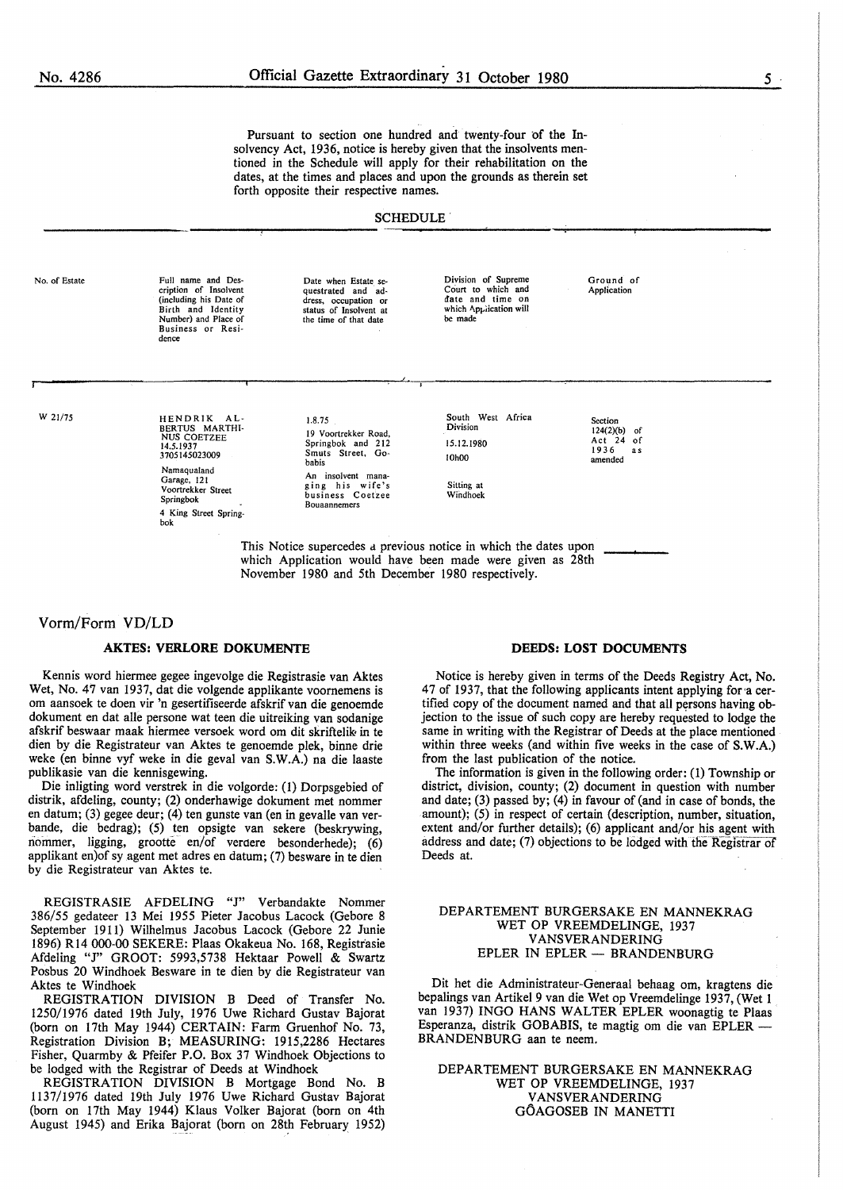Pursuant to section one hundred and twenty-four of the Insolvency Act, 1936, notice is hereby given that the insolvents mentioned in the Schedule will apply for their rehabilitation on the dates, at the times and places and upon the grounds as therein set forth opposite their respective names.

SCHEDULE

| No. of Estate | Full name and Description of Insolvent (including his Date of Birth and Identity Number) and Place of Business or Residence | Date when Estate sequestrated and address, occupation or status of Insolvent at the time of that date | Division of Supreme Court to which and date and time on which Application will be made | Ground of Application |
|---|---|---|---|---|
| W 21/75 | HENDRIK ALBERTUS MARTHINUS COETZEE 14.5.1937 3705145023009 Namaqualand Garage, 121 Voortrekker Street Springbok 4 King Street Springbok | 1.8.75 19 Voortrekker Road, Springbok and 212 Smuts Street, Gobabis An insolvent managing his wife's business Coetzee Bouaannemers | South West Africa Division 15.12.1980 10h00 Sitting at Windhoek | Section 124(2)(b) of Act 24 of 1936 as amended |

This Notice supercedes a previous notice in which the dates upon which Application would have been made were given as 28th November 1980 and 5th December 1980 respectively.

Vorm/Form VD/LD

**AKTES: VERLORE DOKUMENTE**

Kennis word hiermee gegee ingevolge die Registrasie van Aktes Wet, No. 47 van 1937, dat die volgende applikante voornemens is om aansoek te doen vir 'n gesertifiseerde afskrif van die genoemde dokument en dat alle persone wat teen die uitreiking van sodanige afskrif beswaar maak hiermee versoek word om dit skriftelik in te dien by die Registrateur van Aktes te genoemde plek, binne drie weke (en binne vyf weke in die geval van S.W.A.) na die laaste publikasie van die kennisgewing.

Die inligting word verstrek in die volgorde: (1) Dorpsgebied of distrik, afdeling, county; (2) onderhawige dokument met nommer en datum; (3) gegee deur; (4) ten gunste van (en in gevalle van verbande, die bedrag); (5) ten opsigte van sekere (beskrywing, nommer, ligging, grootte en/of verdere besonderhede); (6) applikant en/of sy agent met adres en datum; (7) besware in te dien by die Registrateur van Aktes te.

REGISTRASIE AFDELING "J" Verbandakte Nommer 386/55 gedateer 13 Mei 1955 Pieter Jacobus Lacock (Gebore 8 September 1911) Wilhelmus Jacobus Lacock (Gebore 22 Junie 1896) R14 000-00 SEKERE: Plaas Okakeua No. 168, Registrasie Afdeling "J" GROOT: 5993,5738 Hektaar Powell & Swartz Posbus 20 Windhoek Besware in te dien by die Registrateur van Aktes te Windhoek

REGISTRATION DIVISION B Deed of Transfer No. 1250/1976 dated 19th July, 1976 Uwe Richard Gustav Bajorat (born on 17th May 1944) CERTAIN: Farm Gruenhof No. 73, Registration Division B; MEASURING: 1915,2286 Hectares Fisher, Quarmby & Pfeifer P.O. Box 37 Windhoek Objections to be lodged with the Registrar of Deeds at Windhoek

REGISTRATION DIVISION B Mortgage Bond No. B 1137/1976 dated 19th July 1976 Uwe Richard Gustav Bajorat (born on 17th May 1944) Klaus Volker Bajorat (born on 4th August 1945) and Erika Bajorat (born on 28th February 1952)

**DEEDS: LOST DOCUMENTS**

Notice is hereby given in terms of the Deeds Registry Act, No. 47 of 1937, that the following applicants intent applying for a certified copy of the document named and that all persons having objection to the issue of such copy are hereby requested to lodge the same in writing with the Registrar of Deeds at the place mentioned within three weeks (and within five weeks in the case of S.W.A.) from the last publication of the notice.

The information is given in the following order: (1) Township or district, division, county; (2) document in question with number and date; (3) passed by; (4) in favour of (and in case of bonds, the amount); (5) in respect of certain (description, number, situation, extent and/or further details); (6) applicant and/or his agent with address and date; (7) objections to be lodged with the Registrar of Deeds at.

DEPARTEMENT BURGERSAKE EN MANNEKRAG
WET OP VREEMDELINGE, 1937
VANSVERANDERING
EPLER IN EPLER — BRANDENBURG

Dit het die Administrateur-Generaal behaag om, kragtens die bepalings van Artikel 9 van die Wet op Vreemdelinge 1937, (Wet 1 van 1937) INGO HANS WALTER EPLER woonagtig te Plaas Esperanza, distrik GOBABIS, te magtig om die van EPLER — BRANDENBURG aan te neem.

DEPARTEMENT BURGERSAKE EN MANNEKRAG
WET OP VREEMDELINGE, 1937
VANSVERANDERING
GÔAGOSEB IN MANETTI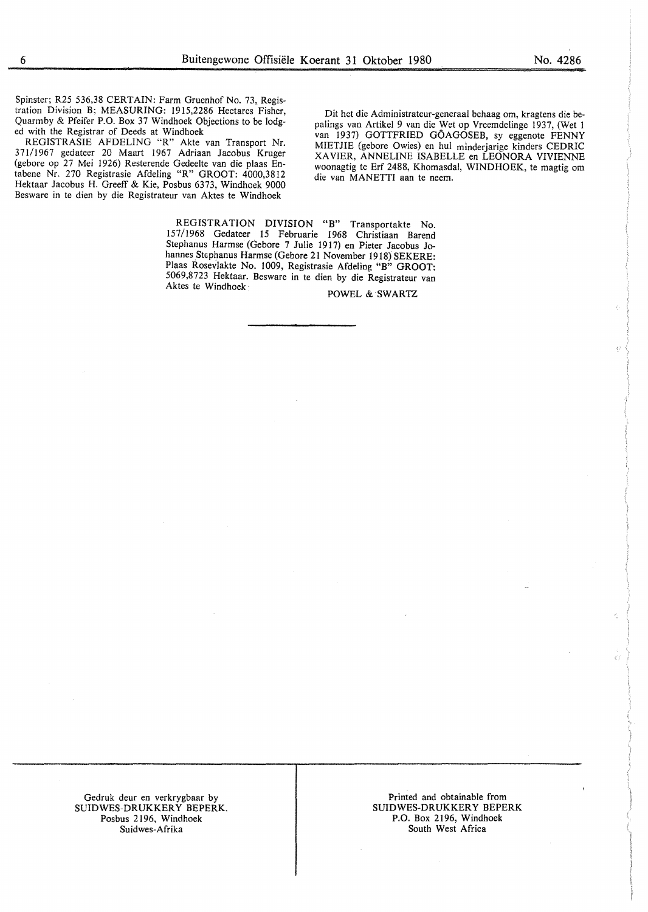Spinster; R25 536,38 CERTAIN: Farm Gruenhof No. 73, Registration Division B; MEASURING: 1915,2286 Hectares Fisher, Quarmby & Pfeifer P.O. Box 37 Windhoek Objections to be lodged with the Registrar of Deeds at Windhoek

REGISTRASIE AFDELING "R" Akte van Transport Nr. 371/1967 gedateer 20 Maart 1967 Adriaan Jacobus Kruger (gebore op 27 Mei 1926) Resterende Gedeelte van die plaas Entabene Nr. 270 Registrasie Afdeling "R" GROOT: 4000,3812 Hektaar Jacobus H. Greeff & Kie, Posbus 6373, Windhoek 9000 Besware in te dien by die Registrateur van Aktes te Windhoek

Dit het die Administrateur-generaal behaag om, kragtens die bepalings van Artikel 9 van die Wet op Vreemdelinge 1937, (Wet 1 van 1937) GOTTFRIED GÔAGÔSEB, sy eggenote FENNY MIETJIE (gebore Owies) en hul minderjarige kinders CEDRIC XAVIER, ANNELINE ISABELLE en LEONORA VIVIENNE woonagtig te Erf 2488, Khomasdal, WINDHOEK, te magtig om die van MANETTI aan te neem.

REGISTRATION DIVISION "B" Transportakte No. 157/1968 Gedateer 15 Februarie 1968 Christiaan Barend Stephanus Harmse (Gebore 7 Julie 1917) en Pieter Jacobus Johannes Stephanus Harmse (Gebore 21 November 1918) SEKERE: Plaas Rosevlakte No. 1009, Registrasie Afdeling "B" GROOT: 5069,8723 Hektaar. Besware in te dien by die Registrateur van Aktes te Windhoek

POWEL & SWARTZ

---

Gedruk deur en verkrygbaar by
SUIDWES-DRUKKERY BEPERK,
Posbus 2196, Windhoek
Suidwes-Afrika

Printed and obtainable from
SUIDWES-DRUKKERY BEPERK
P.O. Box 2196, Windhoek
South West Africa